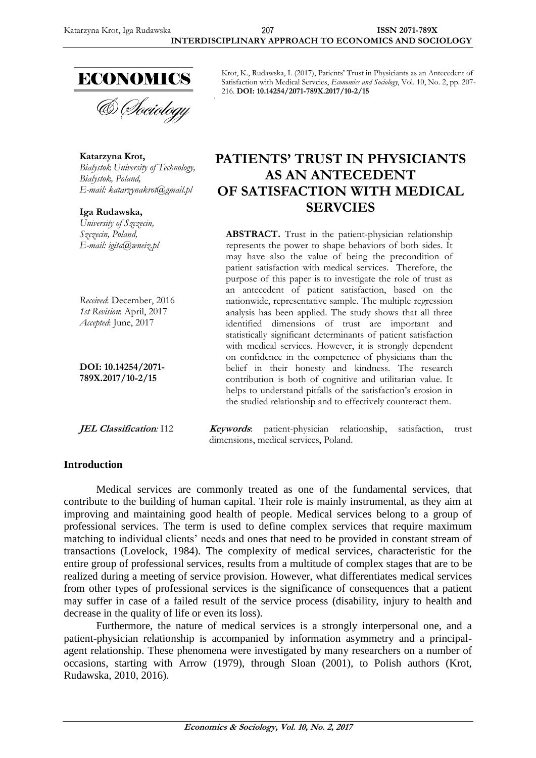Krot, K., Rudawska, I. (2017), Patients' Trust in Physiciants as an Antecedent of Satisfaction with Medical Servcies, *Economics and Sociology*, Vol. 10, No. 2, pp. 207-216. **DOI: 10.14254/2071-789X.2017/10-2/15**

**Katarzyna Krot,**
*Bialystok University of Technology, Bialystok, Poland,*
*E-mail: katarzynakrot@gmail.pl*

**Iga Rudawska,**
*University of Szczecin, Szczecin, Poland,*
*E-mail: igita@wneiz.pl*

*Received*: December, 2016
*1st Revision*: April, 2017
*Accepted*: June, 2017

**DOI: 10.14254/2071-789X.2017/10-2/15**

# PATIENTS' TRUST IN PHYSICIANTS AS AN ANTECEDENT OF SATISFACTION WITH MEDICAL SERVCIES

**ABSTRACT.** Trust in the patient-physician relationship represents the power to shape behaviors of both sides. It may have also the value of being the precondition of patient satisfaction with medical services. Therefore, the purpose of this paper is to investigate the role of trust as an antecedent of patient satisfaction, based on the nationwide, representative sample. The multiple regression analysis has been applied. The study shows that all three identified dimensions of trust are important and statistically significant determinants of patient satisfaction with medical services. However, it is strongly dependent on confidence in the competence of physicians than the belief in their honesty and kindness. The research contribution is both of cognitive and utilitarian value. It helps to understand pitfalls of the satisfaction's erosion in the studied relationship and to effectively counteract them.

***JEL Classification:*** I12

***Keywords***: patient-physician relationship, satisfaction, trust dimensions, medical services, Poland.

## Introduction

Medical services are commonly treated as one of the fundamental services, that contribute to the building of human capital. Their role is mainly instrumental, as they aim at improving and maintaining good health of people. Medical services belong to a group of professional services. The term is used to define complex services that require maximum matching to individual clients' needs and ones that need to be provided in constant stream of transactions (Lovelock, 1984). The complexity of medical services, characteristic for the entire group of professional services, results from a multitude of complex stages that are to be realized during a meeting of service provision. However, what differentiates medical services from other types of professional services is the significance of consequences that a patient may suffer in case of a failed result of the service process (disability, injury to health and decrease in the quality of life or even its loss).

Furthermore, the nature of medical services is a strongly interpersonal one, and a patient-physician relationship is accompanied by information asymmetry and a principal-agent relationship. These phenomena were investigated by many researchers on a number of occasions, starting with Arrow (1979), through Sloan (2001), to Polish authors (Krot, Rudawska, 2010, 2016).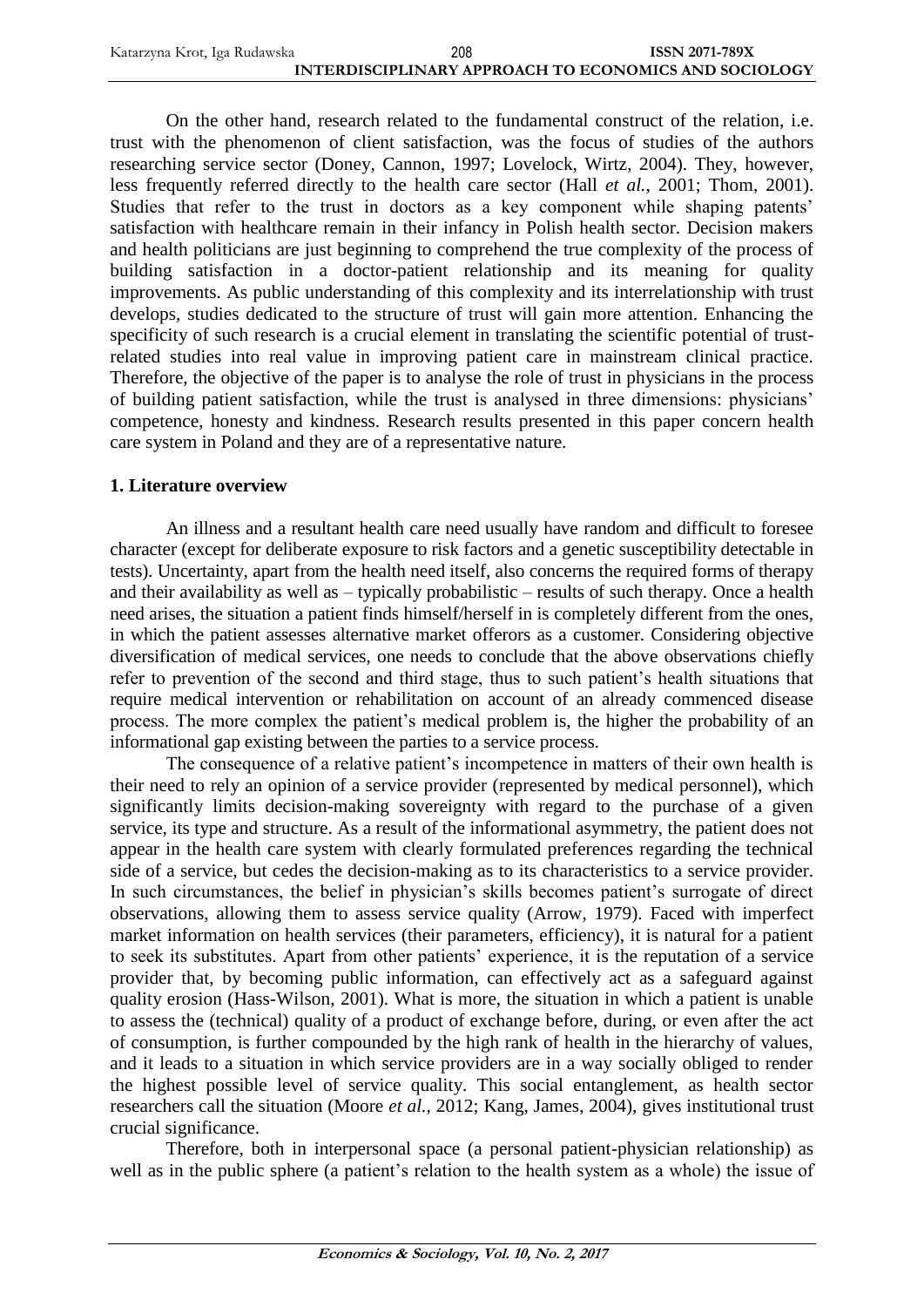On the other hand, research related to the fundamental construct of the relation, i.e. trust with the phenomenon of client satisfaction, was the focus of studies of the authors researching service sector (Doney, Cannon, 1997; Lovelock, Wirtz, 2004). They, however, less frequently referred directly to the health care sector (Hall *et al.*, 2001; Thom, 2001). Studies that refer to the trust in doctors as a key component while shaping patents' satisfaction with healthcare remain in their infancy in Polish health sector. Decision makers and health politicians are just beginning to comprehend the true complexity of the process of building satisfaction in a doctor-patient relationship and its meaning for quality improvements. As public understanding of this complexity and its interrelationship with trust develops, studies dedicated to the structure of trust will gain more attention. Enhancing the specificity of such research is a crucial element in translating the scientific potential of trust-related studies into real value in improving patient care in mainstream clinical practice. Therefore, the objective of the paper is to analyse the role of trust in physicians in the process of building patient satisfaction, while the trust is analysed in three dimensions: physicians' competence, honesty and kindness. Research results presented in this paper concern health care system in Poland and they are of a representative nature.

## 1. Literature overview

An illness and a resultant health care need usually have random and difficult to foresee character (except for deliberate exposure to risk factors and a genetic susceptibility detectable in tests). Uncertainty, apart from the health need itself, also concerns the required forms of therapy and their availability as well as – typically probabilistic – results of such therapy. Once a health need arises, the situation a patient finds himself/herself in is completely different from the ones, in which the patient assesses alternative market offerors as a customer. Considering objective diversification of medical services, one needs to conclude that the above observations chiefly refer to prevention of the second and third stage, thus to such patient's health situations that require medical intervention or rehabilitation on account of an already commenced disease process. The more complex the patient's medical problem is, the higher the probability of an informational gap existing between the parties to a service process.

The consequence of a relative patient's incompetence in matters of their own health is their need to rely an opinion of a service provider (represented by medical personnel), which significantly limits decision-making sovereignty with regard to the purchase of a given service, its type and structure. As a result of the informational asymmetry, the patient does not appear in the health care system with clearly formulated preferences regarding the technical side of a service, but cedes the decision-making as to its characteristics to a service provider. In such circumstances, the belief in physician's skills becomes patient's surrogate of direct observations, allowing them to assess service quality (Arrow, 1979). Faced with imperfect market information on health services (their parameters, efficiency), it is natural for a patient to seek its substitutes. Apart from other patients' experience, it is the reputation of a service provider that, by becoming public information, can effectively act as a safeguard against quality erosion (Hass-Wilson, 2001). What is more, the situation in which a patient is unable to assess the (technical) quality of a product of exchange before, during, or even after the act of consumption, is further compounded by the high rank of health in the hierarchy of values, and it leads to a situation in which service providers are in a way socially obliged to render the highest possible level of service quality. This social entanglement, as health sector researchers call the situation (Moore *et al.*, 2012; Kang, James, 2004), gives institutional trust crucial significance.

Therefore, both in interpersonal space (a personal patient-physician relationship) as well as in the public sphere (a patient's relation to the health system as a whole) the issue of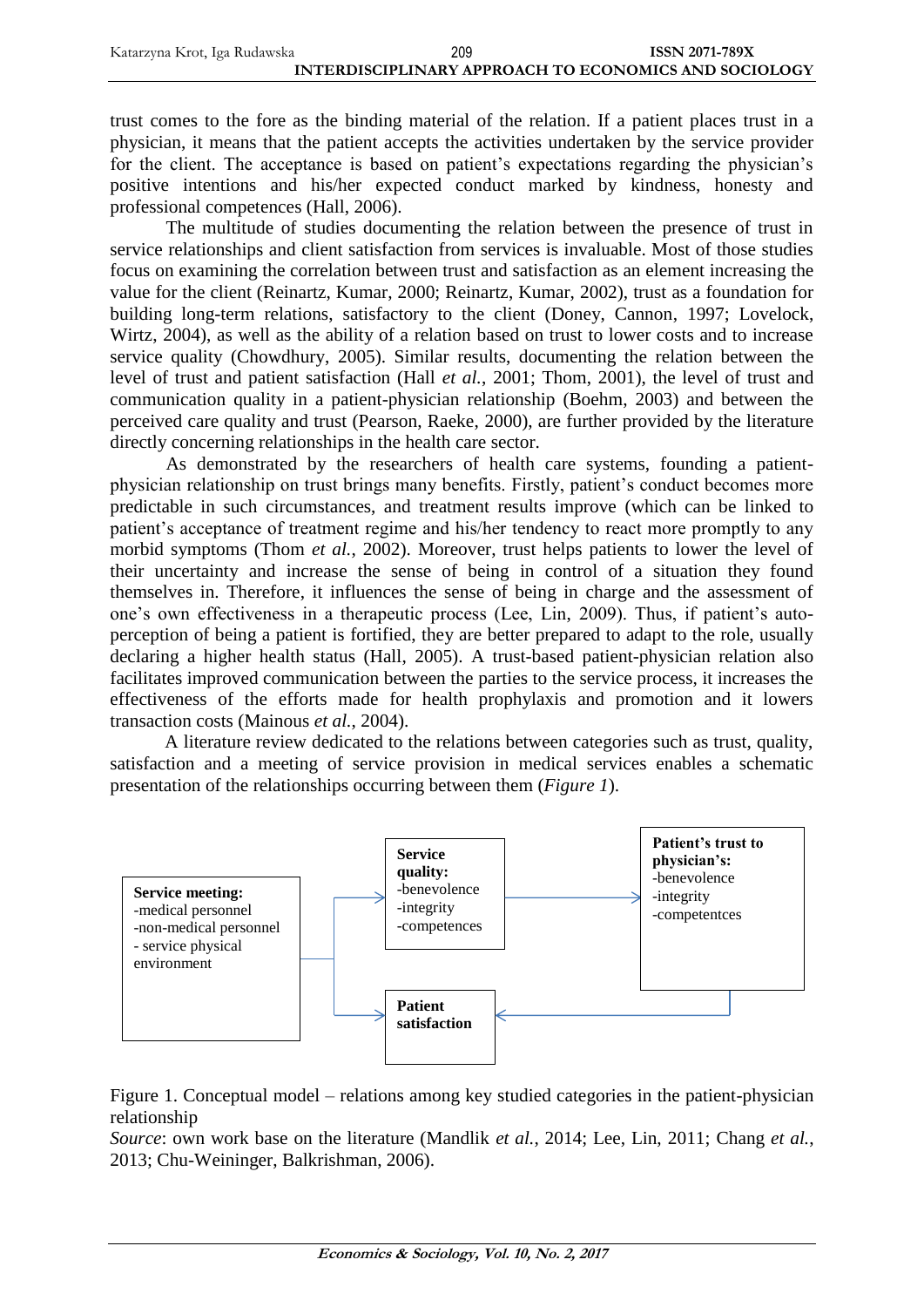trust comes to the fore as the binding material of the relation. If a patient places trust in a physician, it means that the patient accepts the activities undertaken by the service provider for the client. The acceptance is based on patient's expectations regarding the physician's positive intentions and his/her expected conduct marked by kindness, honesty and professional competences (Hall, 2006).

The multitude of studies documenting the relation between the presence of trust in service relationships and client satisfaction from services is invaluable. Most of those studies focus on examining the correlation between trust and satisfaction as an element increasing the value for the client (Reinartz, Kumar, 2000; Reinartz, Kumar, 2002), trust as a foundation for building long-term relations, satisfactory to the client (Doney, Cannon, 1997; Lovelock, Wirtz, 2004), as well as the ability of a relation based on trust to lower costs and to increase service quality (Chowdhury, 2005). Similar results, documenting the relation between the level of trust and patient satisfaction (Hall *et al.*, 2001; Thom, 2001), the level of trust and communication quality in a patient-physician relationship (Boehm, 2003) and between the perceived care quality and trust (Pearson, Raeke, 2000), are further provided by the literature directly concerning relationships in the health care sector.

As demonstrated by the researchers of health care systems, founding a patient-physician relationship on trust brings many benefits. Firstly, patient's conduct becomes more predictable in such circumstances, and treatment results improve (which can be linked to patient's acceptance of treatment regime and his/her tendency to react more promptly to any morbid symptoms (Thom *et al.*, 2002). Moreover, trust helps patients to lower the level of their uncertainty and increase the sense of being in control of a situation they found themselves in. Therefore, it influences the sense of being in charge and the assessment of one's own effectiveness in a therapeutic process (Lee, Lin, 2009). Thus, if patient's auto-perception of being a patient is fortified, they are better prepared to adapt to the role, usually declaring a higher health status (Hall, 2005). A trust-based patient-physician relation also facilitates improved communication between the parties to the service process, it increases the effectiveness of the efforts made for health prophylaxis and promotion and it lowers transaction costs (Mainous *et al.*, 2004).

A literature review dedicated to the relations between categories such as trust, quality, satisfaction and a meeting of service provision in medical services enables a schematic presentation of the relationships occurring between them (*Figure 1*).

**Service meeting:**
-medical personnel
-non-medical personnel
- service physical environment

**Service quality:**
-benevolence
-integrity
-competences

**Patient's trust to physician's:**
-benevolence
-integrity
-competentces

**Patient satisfaction**

Figure 1. Conceptual model – relations among key studied categories in the patient-physician relationship

*Source*: own work base on the literature (Mandlik *et al.*, 2014; Lee, Lin, 2011; Chang *et al.*, 2013; Chu-Weininger, Balkrishman, 2006).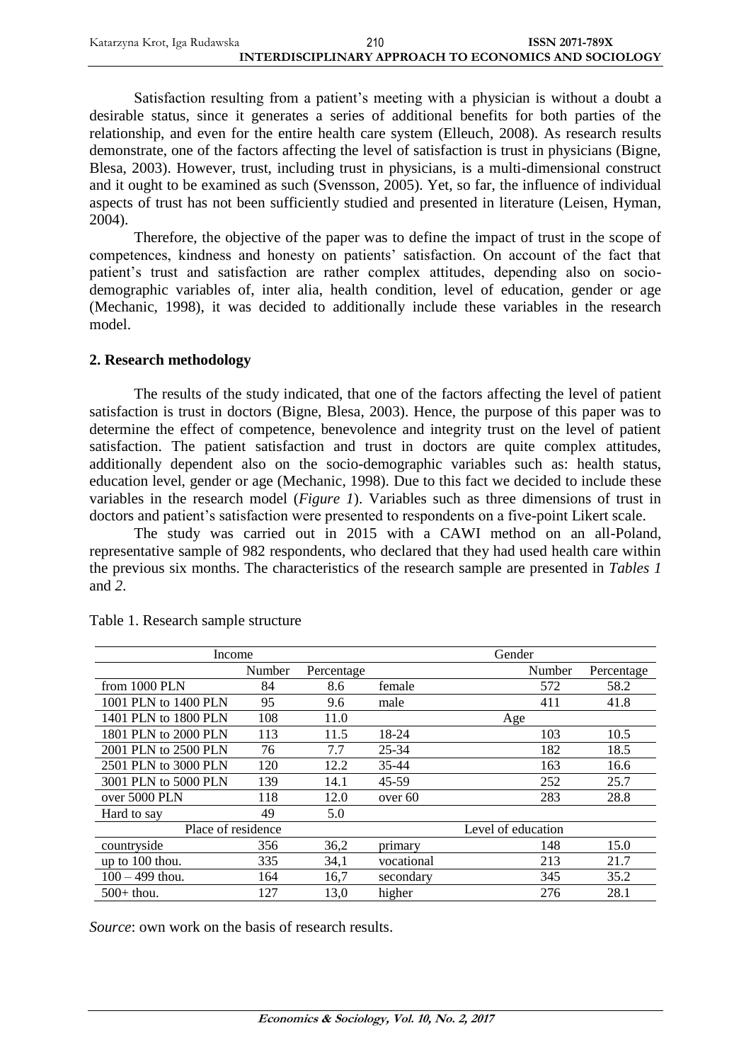Satisfaction resulting from a patient's meeting with a physician is without a doubt a desirable status, since it generates a series of additional benefits for both parties of the relationship, and even for the entire health care system (Elleuch, 2008). As research results demonstrate, one of the factors affecting the level of satisfaction is trust in physicians (Bigne, Blesa, 2003). However, trust, including trust in physicians, is a multi-dimensional construct and it ought to be examined as such (Svensson, 2005). Yet, so far, the influence of individual aspects of trust has not been sufficiently studied and presented in literature (Leisen, Hyman, 2004).

Therefore, the objective of the paper was to define the impact of trust in the scope of competences, kindness and honesty on patients' satisfaction. On account of the fact that patient's trust and satisfaction are rather complex attitudes, depending also on socio-demographic variables of, inter alia, health condition, level of education, gender or age (Mechanic, 1998), it was decided to additionally include these variables in the research model.

## 2. Research methodology

The results of the study indicated, that one of the factors affecting the level of patient satisfaction is trust in doctors (Bigne, Blesa, 2003). Hence, the purpose of this paper was to determine the effect of competence, benevolence and integrity trust on the level of patient satisfaction. The patient satisfaction and trust in doctors are quite complex attitudes, additionally dependent also on the socio-demographic variables such as: health status, education level, gender or age (Mechanic, 1998). Due to this fact we decided to include these variables in the research model (*Figure 1*). Variables such as three dimensions of trust in doctors and patient's satisfaction were presented to respondents on a five-point Likert scale.

The study was carried out in 2015 with a CAWI method on an all-Poland, representative sample of 982 respondents, who declared that they had used health care within the previous six months. The characteristics of the research sample are presented in *Tables 1* and *2*.

Table 1. Research sample structure

| Income | | | Gender | | |
|---|---|---|---|---|---|
| | Number | Percentage | | Number | Percentage |
| from 1000 PLN | 84 | 8.6 | female | 572 | 58.2 |
| 1001 PLN to 1400 PLN | 95 | 9.6 | male | 411 | 41.8 |
| 1401 PLN to 1800 PLN | 108 | 11.0 | Age | | |
| 1801 PLN to 2000 PLN | 113 | 11.5 | 18-24 | 103 | 10.5 |
| 2001 PLN to 2500 PLN | 76 | 7.7 | 25-34 | 182 | 18.5 |
| 2501 PLN to 3000 PLN | 120 | 12.2 | 35-44 | 163 | 16.6 |
| 3001 PLN to 5000 PLN | 139 | 14.1 | 45-59 | 252 | 25.7 |
| over 5000 PLN | 118 | 12.0 | over 60 | 283 | 28.8 |
| Hard to say | 49 | 5.0 | | | |
| Place of residence | | | Level of education | | |
| countryside | 356 | 36,2 | primary | 148 | 15.0 |
| up to 100 thou. | 335 | 34,1 | vocational | 213 | 21.7 |
| 100 – 499 thou. | 164 | 16,7 | secondary | 345 | 35.2 |
| 500+ thou. | 127 | 13,0 | higher | 276 | 28.1 |

*Source*: own work on the basis of research results.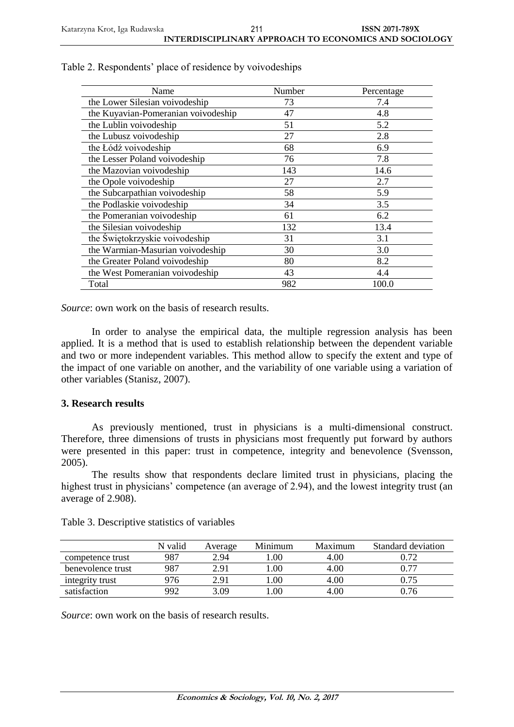Table 2. Respondents' place of residence by voivodeships

| Name | Number | Percentage |
|---|---|---|
| the Lower Silesian voivodeship | 73 | 7.4 |
| the Kuyavian-Pomeranian voivodeship | 47 | 4.8 |
| the Lublin voivodeship | 51 | 5.2 |
| the Lubusz voivodeship | 27 | 2.8 |
| the Łódź voivodeship | 68 | 6.9 |
| the Lesser Poland voivodeship | 76 | 7.8 |
| the Mazovian voivodeship | 143 | 14.6 |
| the Opole voivodeship | 27 | 2.7 |
| the Subcarpathian voivodeship | 58 | 5.9 |
| the Podlaskie voivodeship | 34 | 3.5 |
| the Pomeranian voivodeship | 61 | 6.2 |
| the Silesian voivodeship | 132 | 13.4 |
| the Świętokrzyskie voivodeship | 31 | 3.1 |
| the Warmian-Masurian voivodeship | 30 | 3.0 |
| the Greater Poland voivodeship | 80 | 8.2 |
| the West Pomeranian voivodeship | 43 | 4.4 |
| Total | 982 | 100.0 |

*Source*: own work on the basis of research results.

In order to analyse the empirical data, the multiple regression analysis has been applied. It is a method that is used to establish relationship between the dependent variable and two or more independent variables. This method allow to specify the extent and type of the impact of one variable on another, and the variability of one variable using a variation of other variables (Stanisz, 2007).

### 3. Research results

As previously mentioned, trust in physicians is a multi-dimensional construct. Therefore, three dimensions of trusts in physicians most frequently put forward by authors were presented in this paper: trust in competence, integrity and benevolence (Svensson, 2005).

The results show that respondents declare limited trust in physicians, placing the highest trust in physicians' competence (an average of 2.94), and the lowest integrity trust (an average of 2.908).

Table 3. Descriptive statistics of variables

| | N valid | Average | Minimum | Maximum | Standard deviation |
|---|---|---|---|---|---|
| competence trust | 987 | 2.94 | 1.00 | 4.00 | 0.72 |
| benevolence trust | 987 | 2.91 | 1.00 | 4.00 | 0.77 |
| integrity trust | 976 | 2.91 | 1.00 | 4.00 | 0.75 |
| satisfaction | 992 | 3.09 | 1.00 | 4.00 | 0.76 |

*Source*: own work on the basis of research results.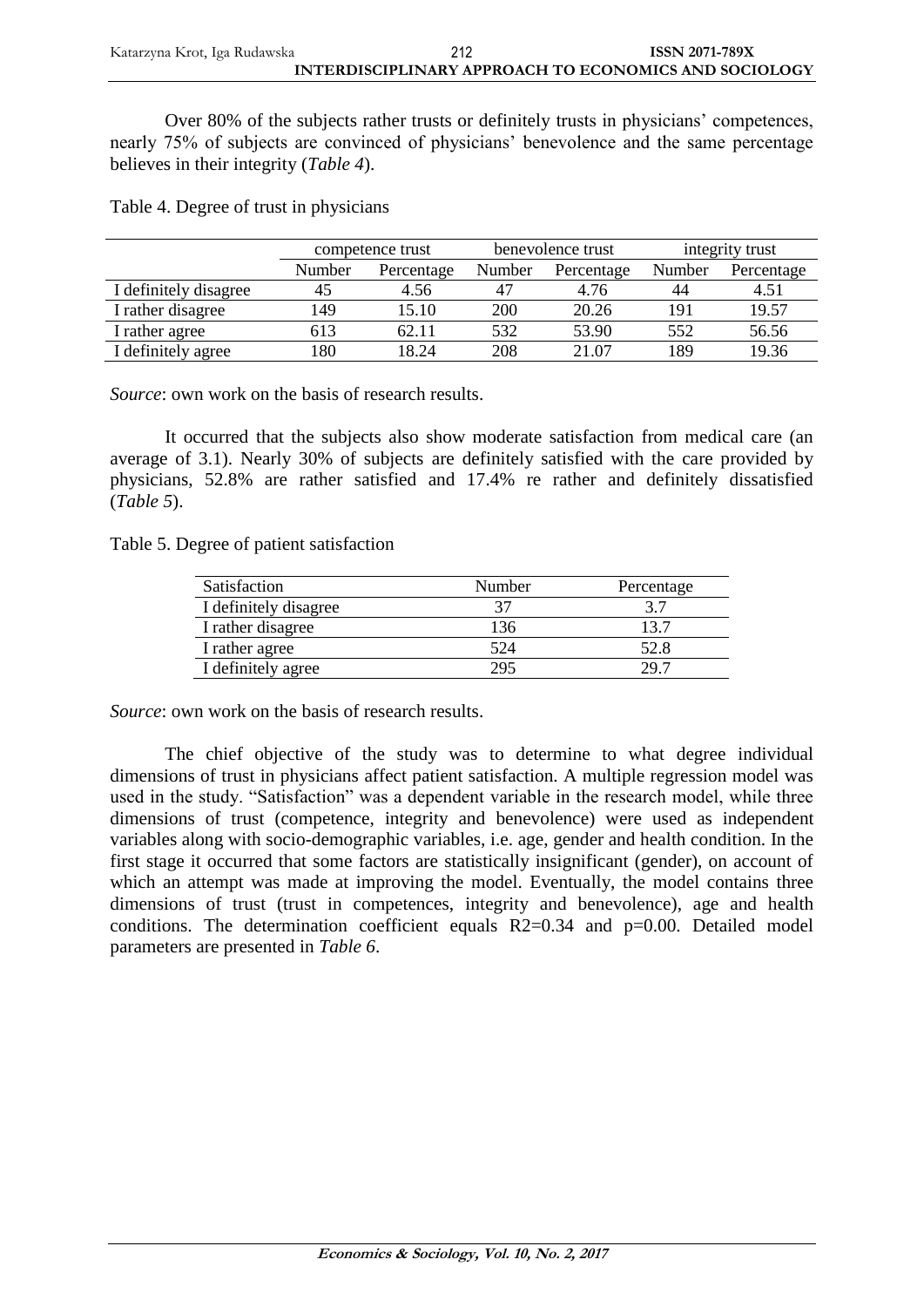Over 80% of the subjects rather trusts or definitely trusts in physicians' competences, nearly 75% of subjects are convinced of physicians' benevolence and the same percentage believes in their integrity (*Table 4*).

Table 4. Degree of trust in physicians

| | competence trust | | benevolence trust | | integrity trust | |
|---|---|---|---|---|---|---|
| | Number | Percentage | Number | Percentage | Number | Percentage |
| I definitely disagree | 45 | 4.56 | 47 | 4.76 | 44 | 4.51 |
| I rather disagree | 149 | 15.10 | 200 | 20.26 | 191 | 19.57 |
| I rather agree | 613 | 62.11 | 532 | 53.90 | 552 | 56.56 |
| I definitely agree | 180 | 18.24 | 208 | 21.07 | 189 | 19.36 |

*Source*: own work on the basis of research results.

It occurred that the subjects also show moderate satisfaction from medical care (an average of 3.1). Nearly 30% of subjects are definitely satisfied with the care provided by physicians, 52.8% are rather satisfied and 17.4% re rather and definitely dissatisfied (*Table 5*).

Table 5. Degree of patient satisfaction

| Satisfaction | Number | Percentage |
|---|---|---|
| I definitely disagree | 37 | 3.7 |
| I rather disagree | 136 | 13.7 |
| I rather agree | 524 | 52.8 |
| I definitely agree | 295 | 29.7 |

*Source*: own work on the basis of research results.

The chief objective of the study was to determine to what degree individual dimensions of trust in physicians affect patient satisfaction. A multiple regression model was used in the study. "Satisfaction" was a dependent variable in the research model, while three dimensions of trust (competence, integrity and benevolence) were used as independent variables along with socio-demographic variables, i.e. age, gender and health condition. In the first stage it occurred that some factors are statistically insignificant (gender), on account of which an attempt was made at improving the model. Eventually, the model contains three dimensions of trust (trust in competences, integrity and benevolence), age and health conditions. The determination coefficient equals $R2=0.34$ and $p=0.00$. Detailed model parameters are presented in *Table 6*.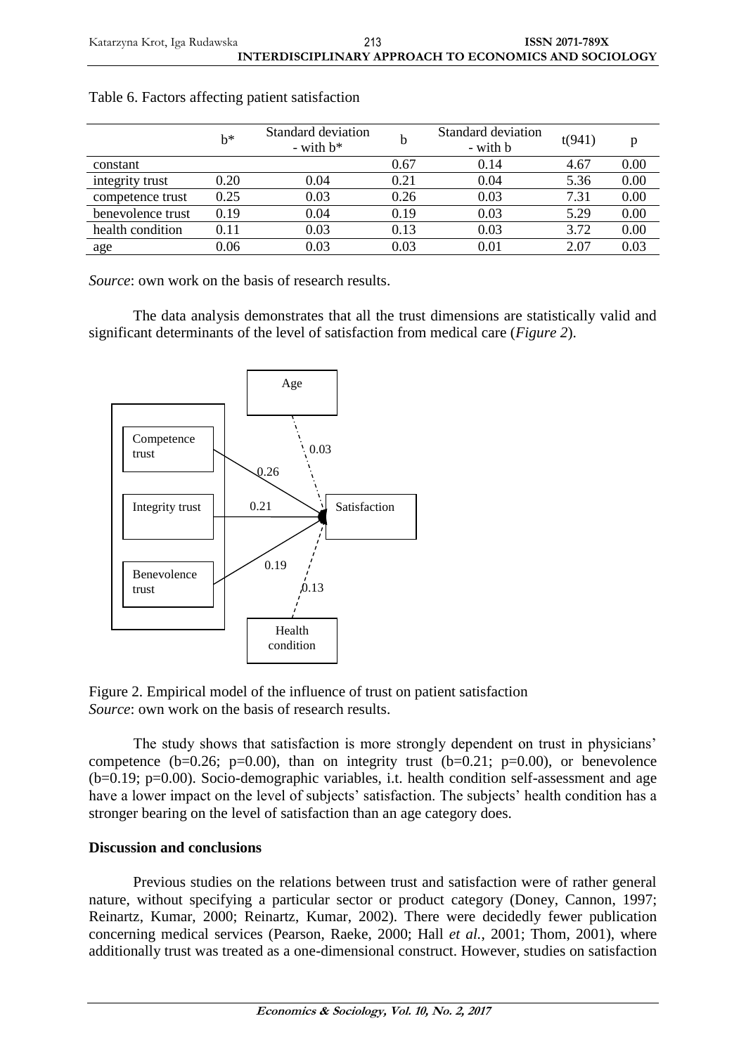Table 6. Factors affecting patient satisfaction

| | b* | Standard deviation - with b* | b | Standard deviation - with b | t(941) | p |
|---|---|---|---|---|---|---|
| constant | | | 0.67 | 0.14 | 4.67 | 0.00 |
| integrity trust | 0.20 | 0.04 | 0.21 | 0.04 | 5.36 | 0.00 |
| competence trust | 0.25 | 0.03 | 0.26 | 0.03 | 7.31 | 0.00 |
| benevolence trust | 0.19 | 0.04 | 0.19 | 0.03 | 5.29 | 0.00 |
| health condition | 0.11 | 0.03 | 0.13 | 0.03 | 3.72 | 0.00 |
| age | 0.06 | 0.03 | 0.03 | 0.01 | 2.07 | 0.03 |

*Source*: own work on the basis of research results.

The data analysis demonstrates that all the trust dimensions are statistically valid and significant determinants of the level of satisfaction from medical care (*Figure 2*).

Figure 2. Empirical model of the influence of trust on patient satisfaction
*Source*: own work on the basis of research results.

The study shows that satisfaction is more strongly dependent on trust in physicians' competence (b=0.26; p=0.00), than on integrity trust (b=0.21; p=0.00), or benevolence (b=0.19; p=0.00). Socio-demographic variables, i.t. health condition self-assessment and age have a lower impact on the level of subjects' satisfaction. The subjects' health condition has a stronger bearing on the level of satisfaction than an age category does.

**Discussion and conclusions**

Previous studies on the relations between trust and satisfaction were of rather general nature, without specifying a particular sector or product category (Doney, Cannon, 1997; Reinartz, Kumar, 2000; Reinartz, Kumar, 2002). There were decidedly fewer publication concerning medical services (Pearson, Raeke, 2000; Hall *et al.*, 2001; Thom, 2001), where additionally trust was treated as a one-dimensional construct. However, studies on satisfaction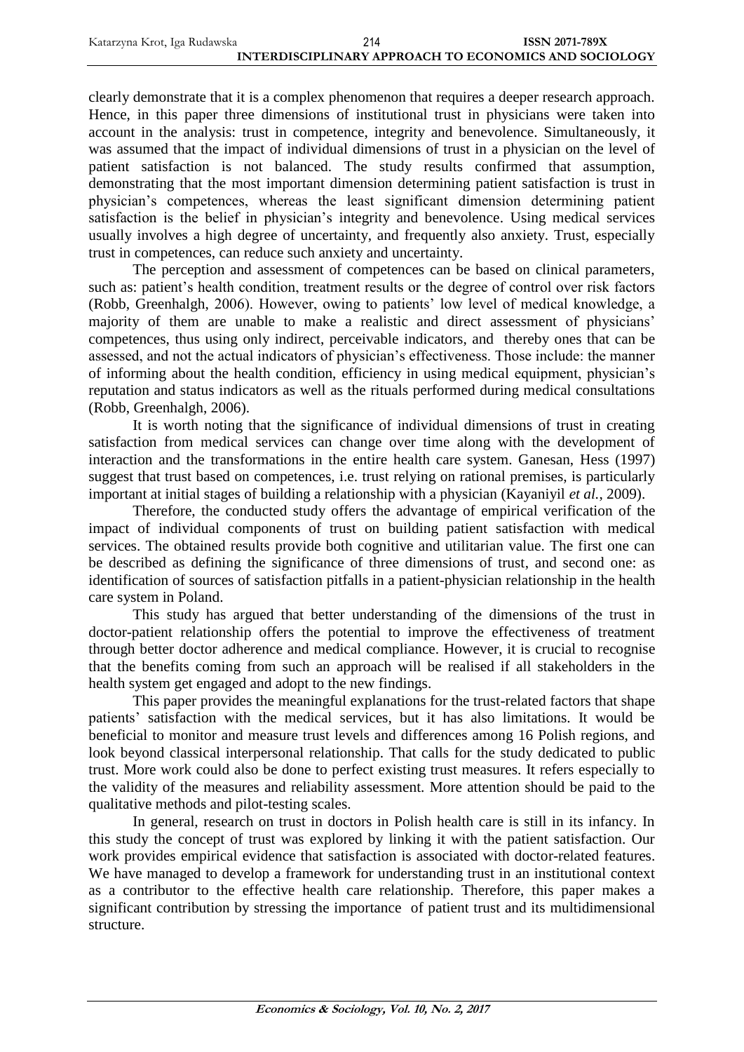clearly demonstrate that it is a complex phenomenon that requires a deeper research approach. Hence, in this paper three dimensions of institutional trust in physicians were taken into account in the analysis: trust in competence, integrity and benevolence. Simultaneously, it was assumed that the impact of individual dimensions of trust in a physician on the level of patient satisfaction is not balanced. The study results confirmed that assumption, demonstrating that the most important dimension determining patient satisfaction is trust in physician's competences, whereas the least significant dimension determining patient satisfaction is the belief in physician's integrity and benevolence. Using medical services usually involves a high degree of uncertainty, and frequently also anxiety. Trust, especially trust in competences, can reduce such anxiety and uncertainty.

The perception and assessment of competences can be based on clinical parameters, such as: patient's health condition, treatment results or the degree of control over risk factors (Robb, Greenhalgh, 2006). However, owing to patients' low level of medical knowledge, a majority of them are unable to make a realistic and direct assessment of physicians' competences, thus using only indirect, perceivable indicators, and thereby ones that can be assessed, and not the actual indicators of physician's effectiveness. Those include: the manner of informing about the health condition, efficiency in using medical equipment, physician's reputation and status indicators as well as the rituals performed during medical consultations (Robb, Greenhalgh, 2006).

It is worth noting that the significance of individual dimensions of trust in creating satisfaction from medical services can change over time along with the development of interaction and the transformations in the entire health care system. Ganesan, Hess (1997) suggest that trust based on competences, i.e. trust relying on rational premises, is particularly important at initial stages of building a relationship with a physician (Kayaniyil *et al.*, 2009).

Therefore, the conducted study offers the advantage of empirical verification of the impact of individual components of trust on building patient satisfaction with medical services. The obtained results provide both cognitive and utilitarian value. The first one can be described as defining the significance of three dimensions of trust, and second one: as identification of sources of satisfaction pitfalls in a patient-physician relationship in the health care system in Poland.

This study has argued that better understanding of the dimensions of the trust in doctor-patient relationship offers the potential to improve the effectiveness of treatment through better doctor adherence and medical compliance. However, it is crucial to recognise that the benefits coming from such an approach will be realised if all stakeholders in the health system get engaged and adopt to the new findings.

This paper provides the meaningful explanations for the trust-related factors that shape patients' satisfaction with the medical services, but it has also limitations. It would be beneficial to monitor and measure trust levels and differences among 16 Polish regions, and look beyond classical interpersonal relationship. That calls for the study dedicated to public trust. More work could also be done to perfect existing trust measures. It refers especially to the validity of the measures and reliability assessment. More attention should be paid to the qualitative methods and pilot-testing scales.

In general, research on trust in doctors in Polish health care is still in its infancy. In this study the concept of trust was explored by linking it with the patient satisfaction. Our work provides empirical evidence that satisfaction is associated with doctor-related features. We have managed to develop a framework for understanding trust in an institutional context as a contributor to the effective health care relationship. Therefore, this paper makes a significant contribution by stressing the importance of patient trust and its multidimensional structure.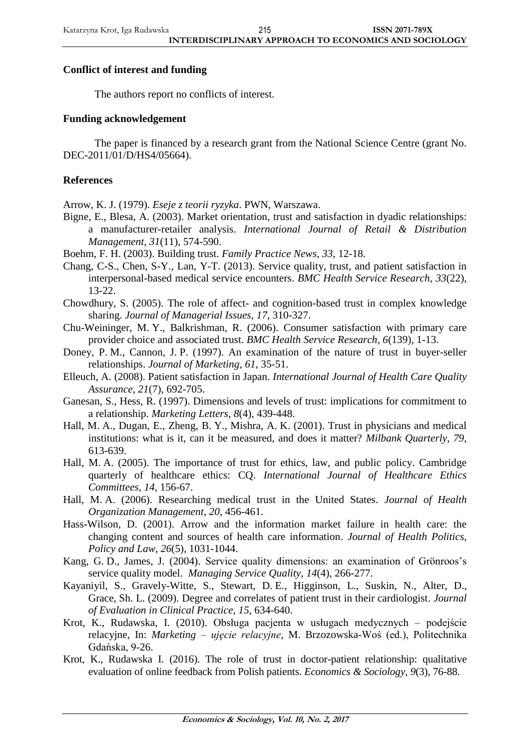### Conflict of interest and funding

The authors report no conflicts of interest.

### Funding acknowledgement

The paper is financed by a research grant from the National Science Centre (grant No. DEC-2011/01/D/HS4/05664).

### References

Arrow, K. J. (1979). *Eseje z teorii ryzyka*. PWN, Warszawa.

Bigne, E., Blesa, A. (2003). Market orientation, trust and satisfaction in dyadic relationships: a manufacturer-retailer analysis. *International Journal of Retail & Distribution Management*, *31*(11), 574-590.

Boehm, F. H. (2003). Building trust. *Family Practice News*, *33*, 12-18.

Chang, C-S., Chen, S-Y., Lan, Y-T. (2013). Service quality, trust, and patient satisfaction in interpersonal-based medical service encounters. *BMC Health Service Research*, *33*(22), 13-22.

Chowdhury, S. (2005). The role of affect- and cognition-based trust in complex knowledge sharing. *Journal of Managerial Issues*, *17*, 310-327.

Chu-Weininger, M. Y., Balkrishman, R. (2006). Consumer satisfaction with primary care provider choice and associated trust. *BMC Health Service Research*, *6*(139), 1-13.

Doney, P. M., Cannon, J. P. (1997). An examination of the nature of trust in buyer-seller relationships. *Journal of Marketing*, *61*, 35-51.

Elleuch, A. (2008). Patient satisfaction in Japan. *International Journal of Health Care Quality Assurance*, *21*(7), 692-705.

Ganesan, S., Hess, R. (1997). Dimensions and levels of trust: implications for commitment to a relationship. *Marketing Letters*, *8*(4), 439-448.

Hall, M. A., Dugan, E., Zheng, B. Y., Mishra, A. K. (2001). Trust in physicians and medical institutions: what is it, can it be measured, and does it matter? *Milbank Quarterly*, *79*, 613-639.

Hall, M. A. (2005). The importance of trust for ethics, law, and public policy. Cambridge quarterly of healthcare ethics: CQ. *International Journal of Healthcare Ethics Committees*, *14*, 156-67.

Hall, M. A. (2006). Researching medical trust in the United States. *Journal of Health Organization Management*, *20*, 456-461.

Hass-Wilson, D. (2001). Arrow and the information market failure in health care: the changing content and sources of health care information. *Journal of Health Politics, Policy and Law*, *26*(5), 1031-1044.

Kang, G. D., James, J. (2004). Service quality dimensions: an examination of Grönroos's service quality model. *Managing Service Quality*, *14*(4), 266-277.

Kayaniyil, S., Gravely-Witte, S., Stewart, D. E., Higginson, L., Suskin, N., Alter, D., Grace, Sh. L. (2009). Degree and correlates of patient trust in their cardiologist. *Journal of Evaluation in Clinical Practice*, *15*, 634-640.

Krot, K., Rudawska, I. (2010). Obsługa pacjenta w usługach medycznych – podejście relacyjne, In: *Marketing – ujęcie relacyjne*, M. Brzozowska-Woś (ed.), Politechnika Gdańska, 9-26.

Krot, K., Rudawska I. (2016). The role of trust in doctor-patient relationship: qualitative evaluation of online feedback from Polish patients. *Economics & Sociology*, *9*(3), 76-88.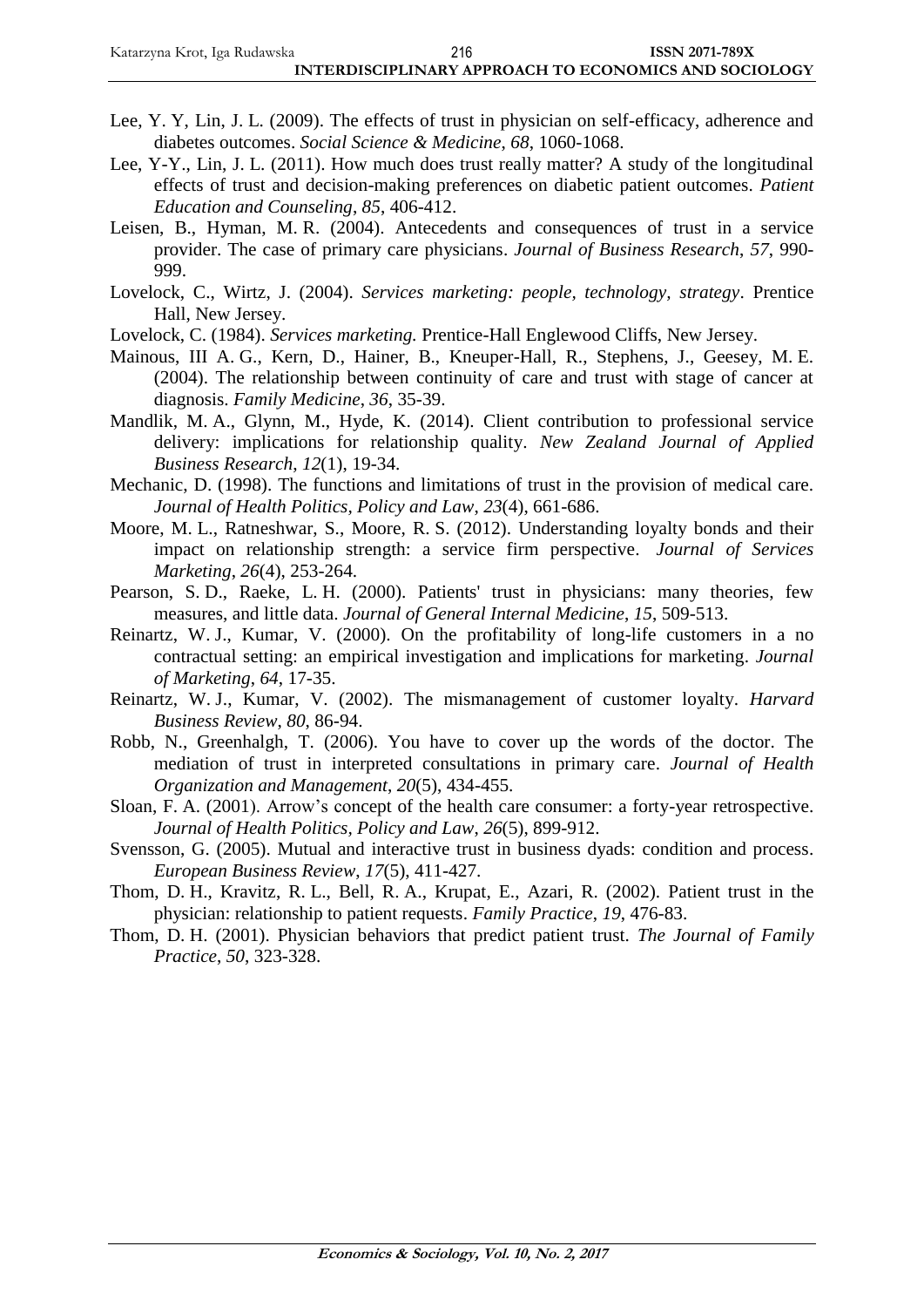Lee, Y. Y, Lin, J. L. (2009). The effects of trust in physician on self-efficacy, adherence and diabetes outcomes. *Social Science & Medicine*, *68*, 1060-1068.

Lee, Y-Y., Lin, J. L. (2011). How much does trust really matter? A study of the longitudinal effects of trust and decision-making preferences on diabetic patient outcomes. *Patient Education and Counseling*, *85*, 406-412.

Leisen, B., Hyman, M. R. (2004). Antecedents and consequences of trust in a service provider. The case of primary care physicians. *Journal of Business Research*, *57*, 990-999.

Lovelock, C., Wirtz, J. (2004). *Services marketing: people, technology, strategy*. Prentice Hall, New Jersey.

Lovelock, C. (1984). *Services marketing.* Prentice-Hall Englewood Cliffs, New Jersey.

Mainous, III A. G., Kern, D., Hainer, B., Kneuper-Hall, R., Stephens, J., Geesey, M. E. (2004). The relationship between continuity of care and trust with stage of cancer at diagnosis. *Family Medicine*, *36*, 35-39.

Mandlik, M. A., Glynn, M., Hyde, K. (2014). Client contribution to professional service delivery: implications for relationship quality. *New Zealand Journal of Applied Business Research*, *12*(1), 19-34.

Mechanic, D. (1998). The functions and limitations of trust in the provision of medical care. *Journal of Health Politics, Policy and Law*, *23*(4), 661-686.

Moore, M. L., Ratneshwar, S., Moore, R. S. (2012). Understanding loyalty bonds and their impact on relationship strength: a service firm perspective. *Journal of Services Marketing*, *26*(4), 253-264.

Pearson, S. D., Raeke, L. H. (2000). Patients' trust in physicians: many theories, few measures, and little data. *Journal of General Internal Medicine*, *15*, 509-513.

Reinartz, W. J., Kumar, V. (2000). On the profitability of long-life customers in a no contractual setting: an empirical investigation and implications for marketing. *Journal of Marketing*, *64*, 17-35.

Reinartz, W. J., Kumar, V. (2002). The mismanagement of customer loyalty. *Harvard Business Review*, *80*, 86-94.

Robb, N., Greenhalgh, T. (2006). You have to cover up the words of the doctor. The mediation of trust in interpreted consultations in primary care. *Journal of Health Organization and Management*, *20*(5), 434-455.

Sloan, F. A. (2001). Arrow's concept of the health care consumer: a forty-year retrospective. *Journal of Health Politics, Policy and Law*, *26*(5), 899-912.

Svensson, G. (2005). Mutual and interactive trust in business dyads: condition and process. *European Business Review*, *17*(5), 411-427.

Thom, D. H., Kravitz, R. L., Bell, R. A., Krupat, E., Azari, R. (2002). Patient trust in the physician: relationship to patient requests. *Family Practice*, *19*, 476-83.

Thom, D. H. (2001). Physician behaviors that predict patient trust. *The Journal of Family Practice*, *50*, 323-328.